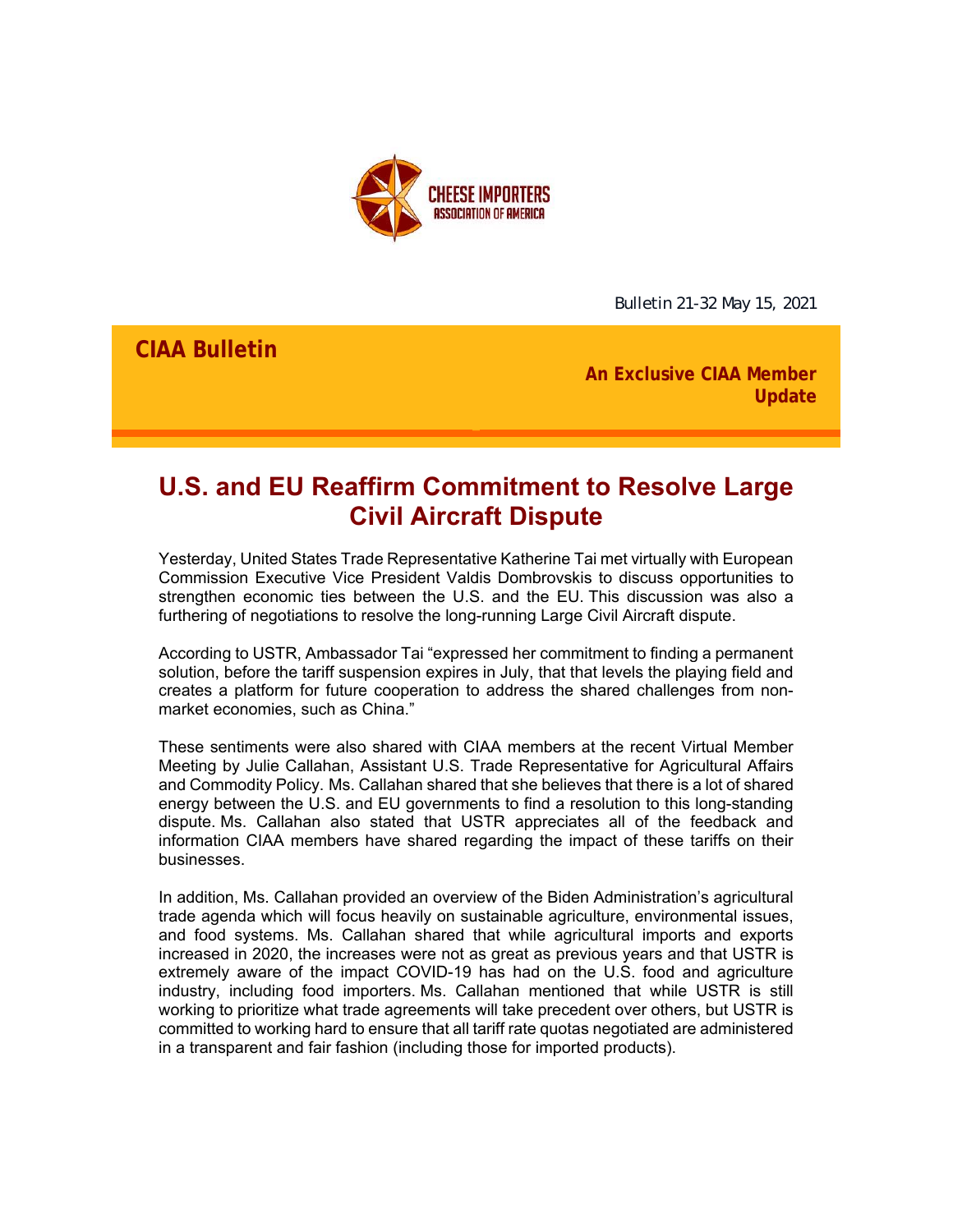CHEESE IMPORTERS ASSOCIATION OF AMERICA

Bulletin 21-32 May 15, 2021

**CIAA Bulletin**

**An Exclusive CIAA Member Update**

# U.S. and EU Reaffirm Commitment to Resolve Large Civil Aircraft Dispute

Yesterday, United States Trade Representative Katherine Tai met virtually with European Commission Executive Vice President Valdis Dombrovskis to discuss opportunities to strengthen economic ties between the U.S. and the EU. This discussion was also a furthering of negotiations to resolve the long-running Large Civil Aircraft dispute.

According to USTR, Ambassador Tai "expressed her commitment to finding a permanent solution, before the tariff suspension expires in July, that that levels the playing field and creates a platform for future cooperation to address the shared challenges from non-market economies, such as China."

These sentiments were also shared with CIAA members at the recent Virtual Member Meeting by Julie Callahan, Assistant U.S. Trade Representative for Agricultural Affairs and Commodity Policy. Ms. Callahan shared that she believes that there is a lot of shared energy between the U.S. and EU governments to find a resolution to this long-standing dispute. Ms. Callahan also stated that USTR appreciates all of the feedback and information CIAA members have shared regarding the impact of these tariffs on their businesses.

In addition, Ms. Callahan provided an overview of the Biden Administration's agricultural trade agenda which will focus heavily on sustainable agriculture, environmental issues, and food systems. Ms. Callahan shared that while agricultural imports and exports increased in 2020, the increases were not as great as previous years and that USTR is extremely aware of the impact COVID-19 has had on the U.S. food and agriculture industry, including food importers. Ms. Callahan mentioned that while USTR is still working to prioritize what trade agreements will take precedent over others, but USTR is committed to working hard to ensure that all tariff rate quotas negotiated are administered in a transparent and fair fashion (including those for imported products).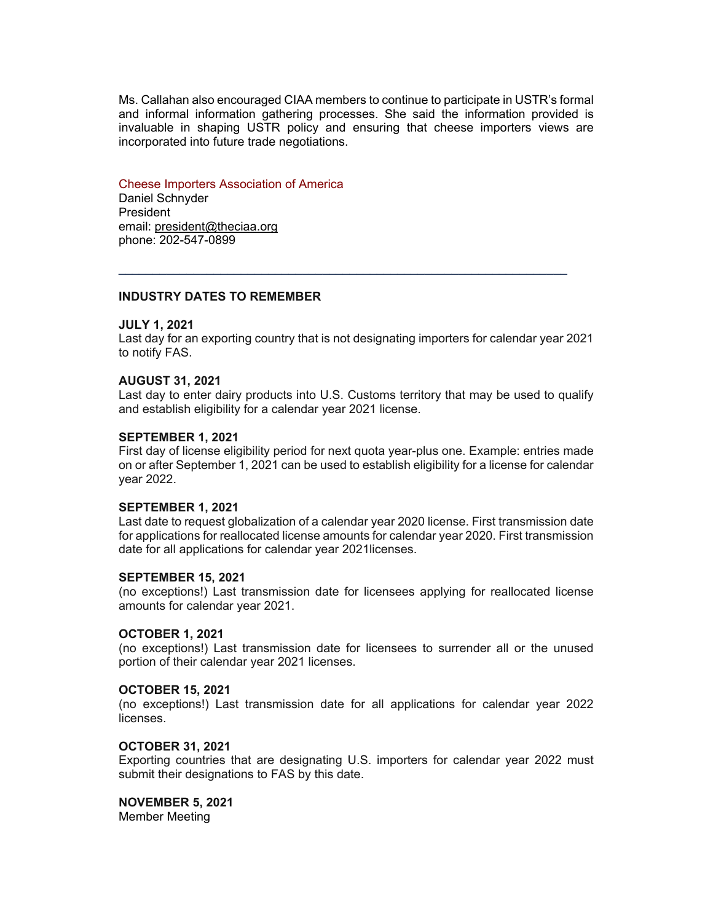Ms. Callahan also encouraged CIAA members to continue to participate in USTR's formal and informal information gathering processes. She said the information provided is invaluable in shaping USTR policy and ensuring that cheese importers views are incorporated into future trade negotiations.

Cheese Importers Association of America
Daniel Schnyder
President
email: president@theciaa.org
phone: 202-547-0899

---

**INDUSTRY DATES TO REMEMBER**

**JULY 1, 2021**
Last day for an exporting country that is not designating importers for calendar year 2021 to notify FAS.

**AUGUST 31, 2021**
Last day to enter dairy products into U.S. Customs territory that may be used to qualify and establish eligibility for a calendar year 2021 license.

**SEPTEMBER 1, 2021**
First day of license eligibility period for next quota year-plus one. Example: entries made on or after September 1, 2021 can be used to establish eligibility for a license for calendar year 2022.

**SEPTEMBER 1, 2021**
Last date to request globalization of a calendar year 2020 license. First transmission date for applications for reallocated license amounts for calendar year 2020. First transmission date for all applications for calendar year 2021licenses.

**SEPTEMBER 15, 2021**
(no exceptions!) Last transmission date for licensees applying for reallocated license amounts for calendar year 2021.

**OCTOBER 1, 2021**
(no exceptions!) Last transmission date for licensees to surrender all or the unused portion of their calendar year 2021 licenses.

**OCTOBER 15, 2021**
(no exceptions!) Last transmission date for all applications for calendar year 2022 licenses.

**OCTOBER 31, 2021**
Exporting countries that are designating U.S. importers for calendar year 2022 must submit their designations to FAS by this date.

**NOVEMBER 5, 2021**
Member Meeting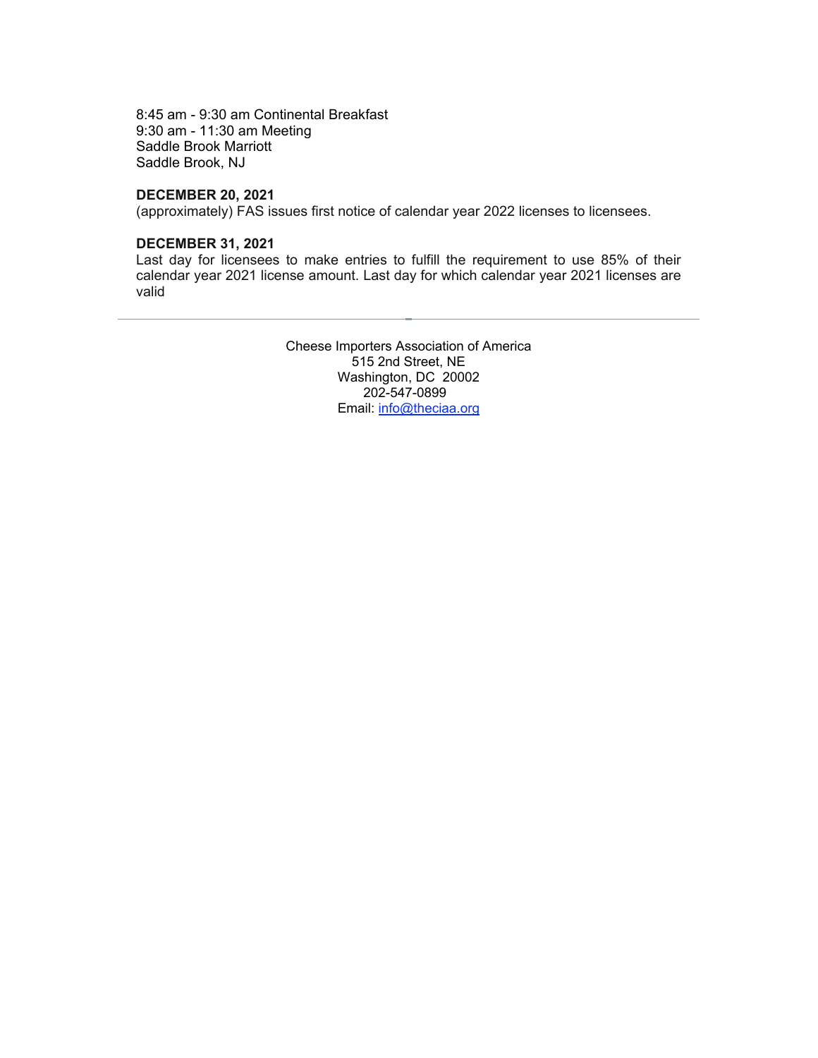8:45 am - 9:30 am Continental Breakfast
9:30 am - 11:30 am Meeting
Saddle Brook Marriott
Saddle Brook, NJ

**DECEMBER 20, 2021**
(approximately) FAS issues first notice of calendar year 2022 licenses to licensees.

**DECEMBER 31, 2021**
Last day for licensees to make entries to fulfill the requirement to use 85% of their calendar year 2021 license amount. Last day for which calendar year 2021 licenses are valid

---

Cheese Importers Association of America
515 2nd Street, NE
Washington, DC 20002
202-547-0899
Email: info@theciaa.org